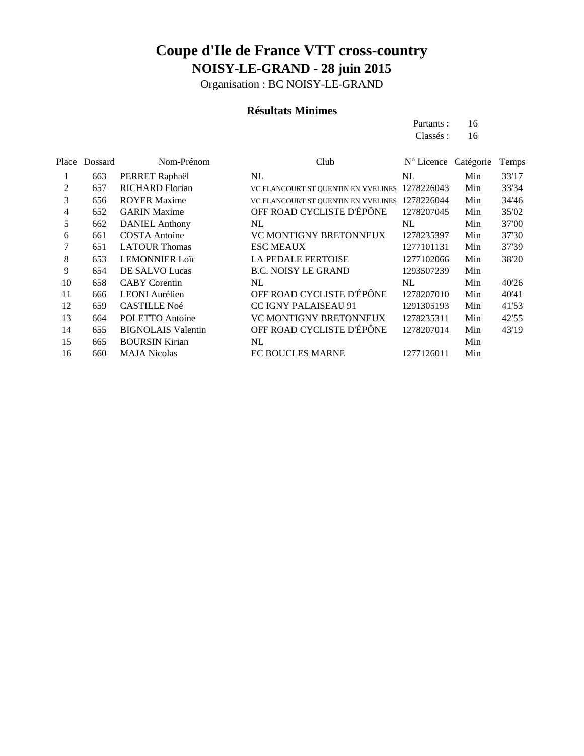# Coupe d'Ile de France VTT cross-country

## NOISY-LE-GRAND - 28 juin 2015

Organisation : BC NOISY-LE-GRAND

### Résultats Minimes

Partants : 16
Classés : 16

| Place | Dossard | Nom-Prénom | Club | N° Licence | Catégorie | Temps |
|---|---|---|---|---|---|---|
| 1 | 663 | PERRET Raphaël | NL | NL | Min | 33'17 |
| 2 | 657 | RICHARD Florian | VC ELANCOURT ST QUENTIN EN YVELINES | 1278226043 | Min | 33'34 |
| 3 | 656 | ROYER Maxime | VC ELANCOURT ST QUENTIN EN YVELINES | 1278226044 | Min | 34'46 |
| 4 | 652 | GARIN Maxime | OFF ROAD CYCLISTE D'ÉPÔNE | 1278207045 | Min | 35'02 |
| 5 | 662 | DANIEL Anthony | NL | NL | Min | 37'00 |
| 6 | 661 | COSTA Antoine | VC MONTIGNY BRETONNEUX | 1278235397 | Min | 37'30 |
| 7 | 651 | LATOUR Thomas | ESC MEAUX | 1277101131 | Min | 37'39 |
| 8 | 653 | LEMONNIER Loïc | LA PEDALE FERTOISE | 1277102066 | Min | 38'20 |
| 9 | 654 | DE SALVO Lucas | B.C. NOISY LE GRAND | 1293507239 | Min | |
| 10 | 658 | CABY Corentin | NL | NL | Min | 40'26 |
| 11 | 666 | LEONI Aurélien | OFF ROAD CYCLISTE D'ÉPÔNE | 1278207010 | Min | 40'41 |
| 12 | 659 | CASTILLE Noé | CC IGNY PALAISEAU 91 | 1291305193 | Min | 41'53 |
| 13 | 664 | POLETTO Antoine | VC MONTIGNY BRETONNEUX | 1278235311 | Min | 42'55 |
| 14 | 655 | BIGNOLAIS Valentin | OFF ROAD CYCLISTE D'ÉPÔNE | 1278207014 | Min | 43'19 |
| 15 | 665 | BOURSIN Kirian | NL | | Min | |
| 16 | 660 | MAJA Nicolas | EC BOUCLES MARNE | 1277126011 | Min | |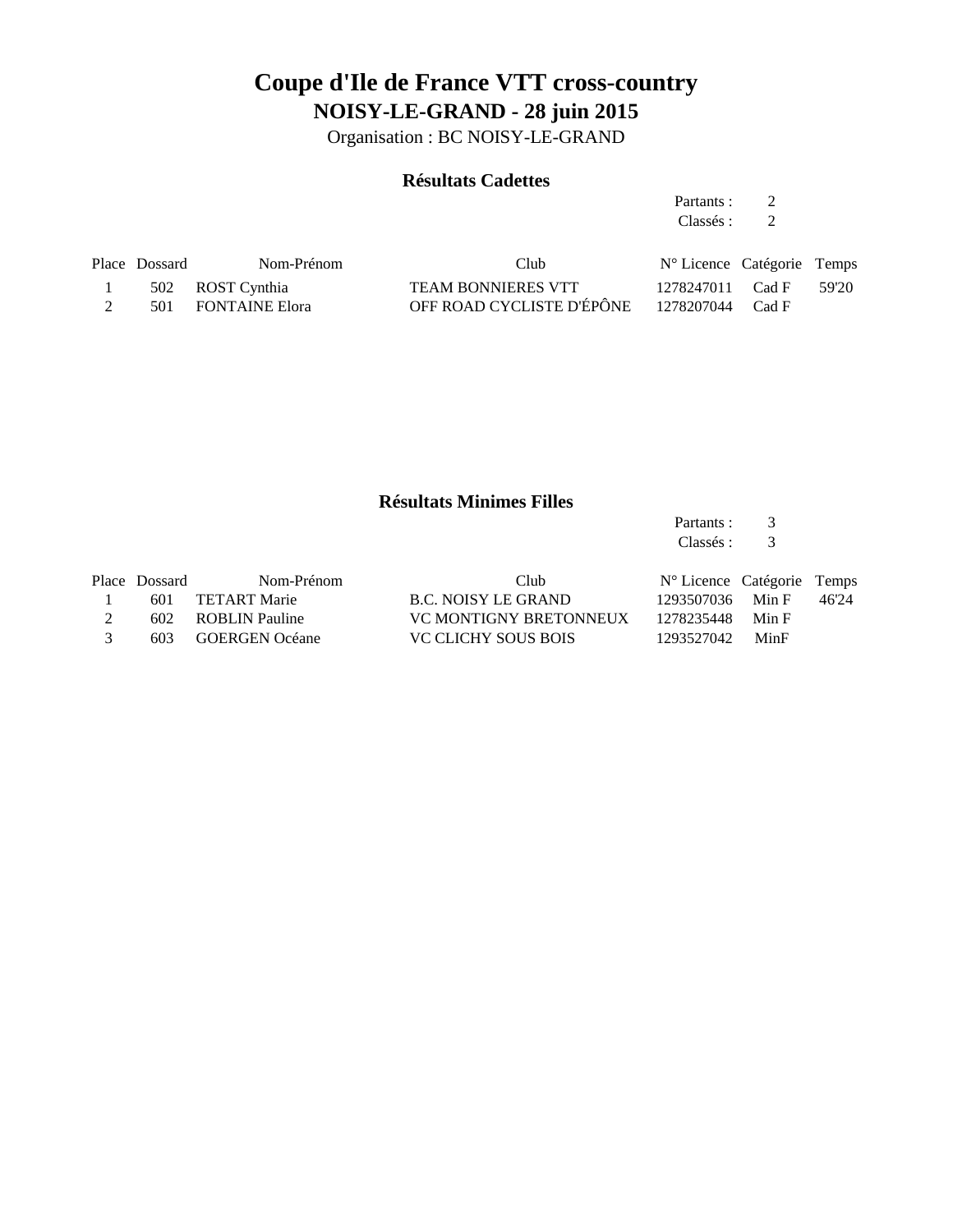# Coupe d'Ile de France VTT cross-country

## NOISY-LE-GRAND - 28 juin 2015

Organisation : BC NOISY-LE-GRAND

### Résultats Cadettes

Partants : 2
Classés : 2

| Place | Dossard | Nom-Prénom | Club | N° Licence | Catégorie | Temps |
|---|---|---|---|---|---|---|
| 1 | 502 | ROST Cynthia | TEAM BONNIERES VTT | 1278247011 | Cad F | 59'20 |
| 2 | 501 | FONTAINE Elora | OFF ROAD CYCLISTE D'ÉPÔNE | 1278207044 | Cad F | |

### Résultats Minimes Filles

Partants : 3
Classés : 3

| Place | Dossard | Nom-Prénom | Club | N° Licence | Catégorie | Temps |
|---|---|---|---|---|---|---|
| 1 | 601 | TETART Marie | B.C. NOISY LE GRAND | 1293507036 | Min F | 46'24 |
| 2 | 602 | ROBLIN Pauline | VC MONTIGNY BRETONNEUX | 1278235448 | Min F | |
| 3 | 603 | GOERGEN Océane | VC CLICHY SOUS BOIS | 1293527042 | MinF | |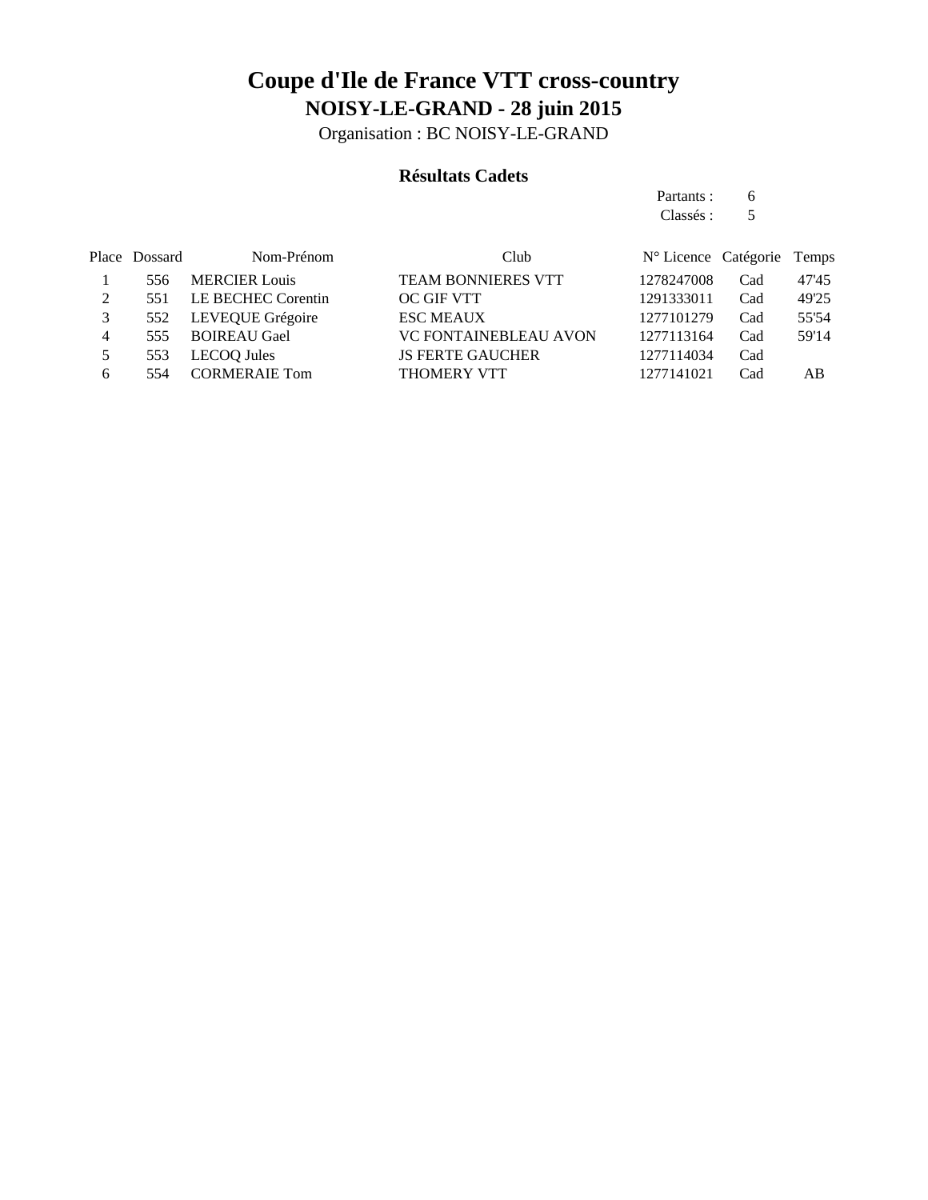# Coupe d'Ile de France VTT cross-country

## NOISY-LE-GRAND - 28 juin 2015

Organisation : BC NOISY-LE-GRAND

### Résultats Cadets

Partants : 6
Classés : 5

| Place | Dossard | Nom-Prénom | Club | N° Licence | Catégorie | Temps |
|---|---|---|---|---|---|---|
| 1 | 556 | MERCIER Louis | TEAM BONNIERES VTT | 1278247008 | Cad | 47'45 |
| 2 | 551 | LE BECHEC Corentin | OC GIF VTT | 1291333011 | Cad | 49'25 |
| 3 | 552 | LEVEQUE Grégoire | ESC MEAUX | 1277101279 | Cad | 55'54 |
| 4 | 555 | BOIREAU Gael | VC FONTAINEBLEAU AVON | 1277113164 | Cad | 59'14 |
| 5 | 553 | LECOQ Jules | JS FERTE GAUCHER | 1277114034 | Cad | |
| 6 | 554 | CORMERAIE Tom | THOMERY VTT | 1277141021 | Cad | AB |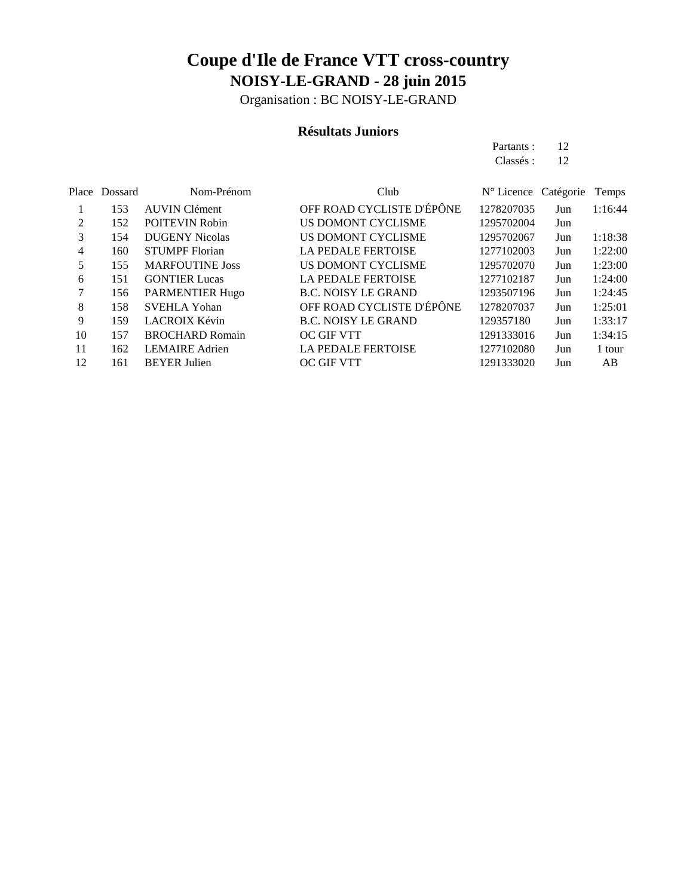# Coupe d'Ile de France VTT cross-country

## NOISY-LE-GRAND - 28 juin 2015

Organisation : BC NOISY-LE-GRAND

### Résultats Juniors

Partants : 12

Classés : 12

| Place | Dossard | Nom-Prénom | Club | N° Licence | Catégorie | Temps |
|---|---|---|---|---|---|---|
| 1 | 153 | AUVIN Clément | OFF ROAD CYCLISTE D'ÉPÔNE | 1278207035 | Jun | 1:16:44 |
| 2 | 152 | POITEVIN Robin | US DOMONT CYCLISME | 1295702004 | Jun | |
| 3 | 154 | DUGENY Nicolas | US DOMONT CYCLISME | 1295702067 | Jun | 1:18:38 |
| 4 | 160 | STUMPF Florian | LA PEDALE FERTOISE | 1277102003 | Jun | 1:22:00 |
| 5 | 155 | MARFOUTINE Joss | US DOMONT CYCLISME | 1295702070 | Jun | 1:23:00 |
| 6 | 151 | GONTIER Lucas | LA PEDALE FERTOISE | 1277102187 | Jun | 1:24:00 |
| 7 | 156 | PARMENTIER Hugo | B.C. NOISY LE GRAND | 1293507196 | Jun | 1:24:45 |
| 8 | 158 | SVEHLA Yohan | OFF ROAD CYCLISTE D'ÉPÔNE | 1278207037 | Jun | 1:25:01 |
| 9 | 159 | LACROIX Kévin | B.C. NOISY LE GRAND | 129357180 | Jun | 1:33:17 |
| 10 | 157 | BROCHARD Romain | OC GIF VTT | 1291333016 | Jun | 1:34:15 |
| 11 | 162 | LEMAIRE Adrien | LA PEDALE FERTOISE | 1277102080 | Jun | 1 tour |
| 12 | 161 | BEYER Julien | OC GIF VTT | 1291333020 | Jun | AB |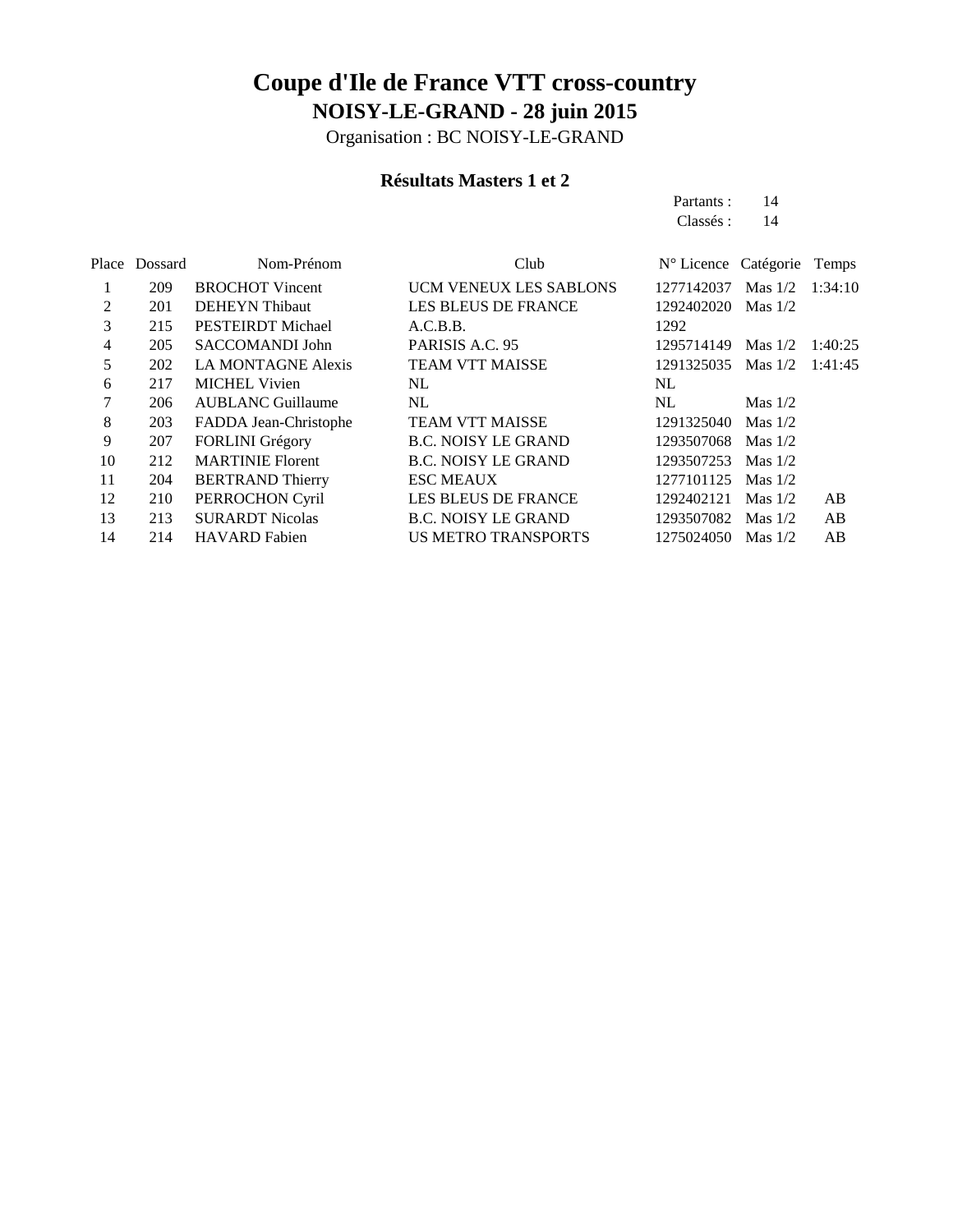# Coupe d'Ile de France VTT cross-country

## NOISY-LE-GRAND - 28 juin 2015

Organisation : BC NOISY-LE-GRAND

### Résultats Masters 1 et 2

Partants : 14
Classés : 14

| Place | Dossard | Nom-Prénom | Club | N° Licence | Catégorie | Temps |
|---|---|---|---|---|---|---|
| 1 | 209 | BROCHOT Vincent | UCM VENEUX LES SABLONS | 1277142037 | Mas 1/2 | 1:34:10 |
| 2 | 201 | DEHEYN Thibaut | LES BLEUS DE FRANCE | 1292402020 | Mas 1/2 | |
| 3 | 215 | PESTEIRDT Michael | A.C.B.B. | 1292 | | |
| 4 | 205 | SACCOMANDI John | PARISIS A.C. 95 | 1295714149 | Mas 1/2 | 1:40:25 |
| 5 | 202 | LA MONTAGNE Alexis | TEAM VTT MAISSE | 1291325035 | Mas 1/2 | 1:41:45 |
| 6 | 217 | MICHEL Vivien | NL | NL | | |
| 7 | 206 | AUBLANC Guillaume | NL | NL | Mas 1/2 | |
| 8 | 203 | FADDA Jean-Christophe | TEAM VTT MAISSE | 1291325040 | Mas 1/2 | |
| 9 | 207 | FORLINI Grégory | B.C. NOISY LE GRAND | 1293507068 | Mas 1/2 | |
| 10 | 212 | MARTINIE Florent | B.C. NOISY LE GRAND | 1293507253 | Mas 1/2 | |
| 11 | 204 | BERTRAND Thierry | ESC MEAUX | 1277101125 | Mas 1/2 | |
| 12 | 210 | PERROCHON Cyril | LES BLEUS DE FRANCE | 1292402121 | Mas 1/2 | AB |
| 13 | 213 | SURARDT Nicolas | B.C. NOISY LE GRAND | 1293507082 | Mas 1/2 | AB |
| 14 | 214 | HAVARD Fabien | US METRO TRANSPORTS | 1275024050 | Mas 1/2 | AB |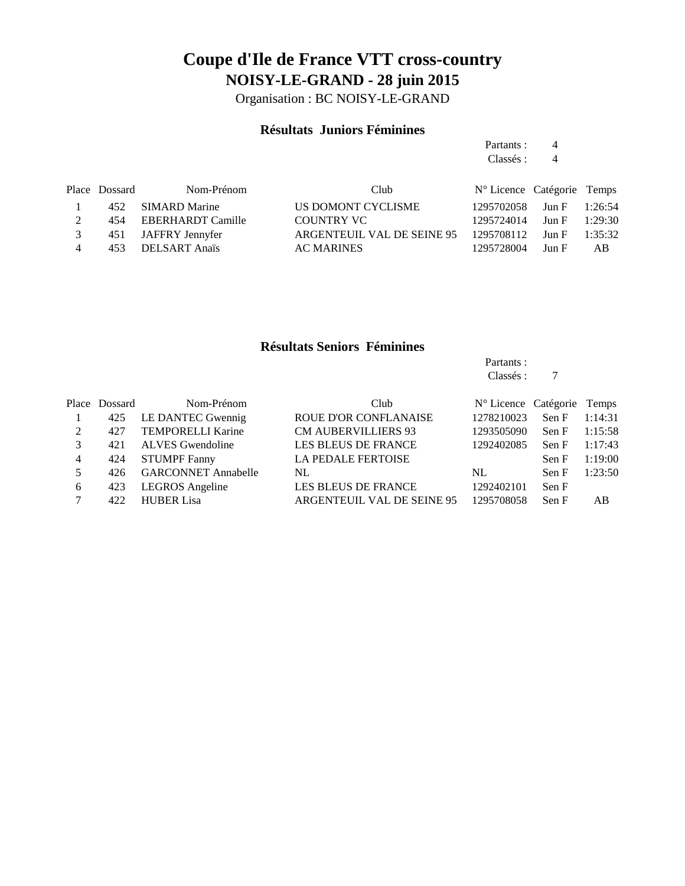# Coupe d'Ile de France VTT cross-country

## NOISY-LE-GRAND - 28 juin 2015

Organisation : BC NOISY-LE-GRAND

### Résultats Juniors Féminines

Partants : 4
Classés : 4

| Place | Dossard | Nom-Prénom | Club | N° Licence | Catégorie | Temps |
|---|---|---|---|---|---|---|
| 1 | 452 | SIMARD Marine | US DOMONT CYCLISME | 1295702058 | Jun F | 1:26:54 |
| 2 | 454 | EBERHARDT Camille | COUNTRY VC | 1295724014 | Jun F | 1:29:30 |
| 3 | 451 | JAFFRY Jennyfer | ARGENTEUIL VAL DE SEINE 95 | 1295708112 | Jun F | 1:35:32 |
| 4 | 453 | DELSART Anaïs | AC MARINES | 1295728004 | Jun F | AB |

### Résultats Seniors Féminines

Partants :
Classés : 7

| Place | Dossard | Nom-Prénom | Club | N° Licence | Catégorie | Temps |
|---|---|---|---|---|---|---|
| 1 | 425 | LE DANTEC Gwennig | ROUE D'OR CONFLANAISE | 1278210023 | Sen F | 1:14:31 |
| 2 | 427 | TEMPORELLI Karine | CM AUBERVILLIERS 93 | 1293505090 | Sen F | 1:15:58 |
| 3 | 421 | ALVES Gwendoline | LES BLEUS DE FRANCE | 1292402085 | Sen F | 1:17:43 |
| 4 | 424 | STUMPF Fanny | LA PEDALE FERTOISE | | Sen F | 1:19:00 |
| 5 | 426 | GARCONNET Annabelle | NL | NL | Sen F | 1:23:50 |
| 6 | 423 | LEGROS Angeline | LES BLEUS DE FRANCE | 1292402101 | Sen F | |
| 7 | 422 | HUBER Lisa | ARGENTEUIL VAL DE SEINE 95 | 1295708058 | Sen F | AB |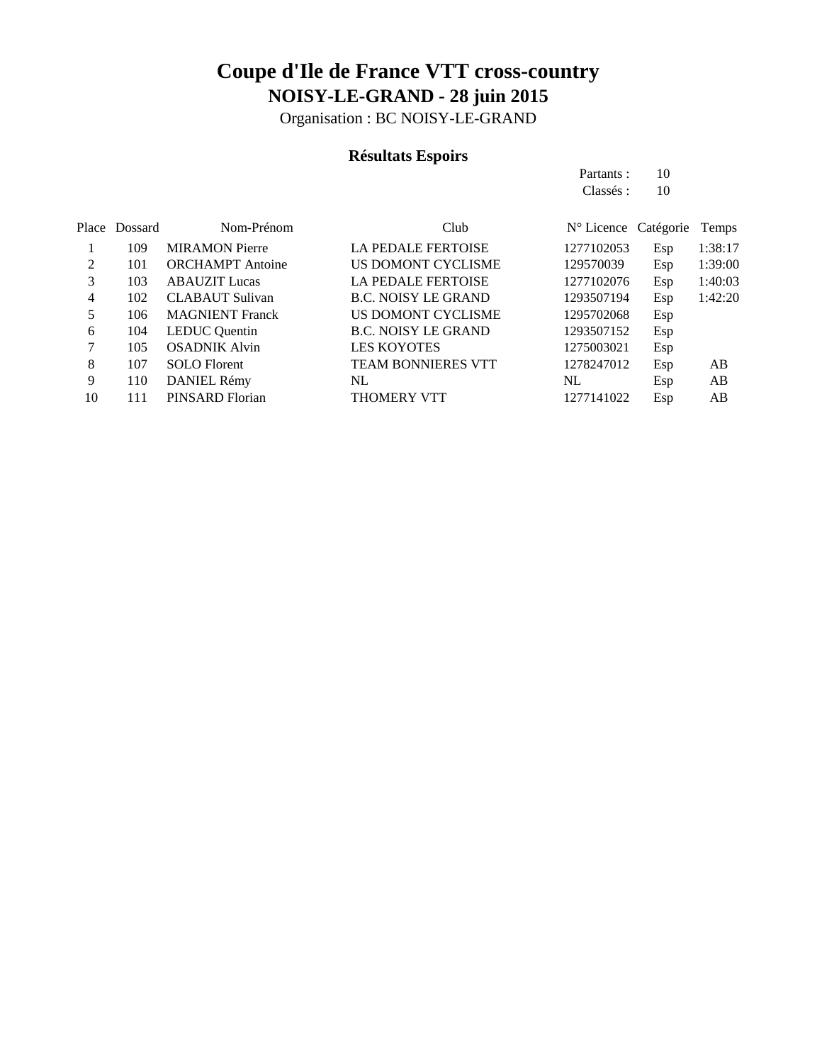# Coupe d'Ile de France VTT cross-country

## NOISY-LE-GRAND - 28 juin 2015

Organisation : BC NOISY-LE-GRAND

### Résultats Espoirs

Partants : 10
Classés : 10

| Place | Dossard | Nom-Prénom | Club | N° Licence | Catégorie | Temps |
|---|---|---|---|---|---|---|
| 1 | 109 | MIRAMON Pierre | LA PEDALE FERTOISE | 1277102053 | Esp | 1:38:17 |
| 2 | 101 | ORCHAMPT Antoine | US DOMONT CYCLISME | 129570039 | Esp | 1:39:00 |
| 3 | 103 | ABAUZIT Lucas | LA PEDALE FERTOISE | 1277102076 | Esp | 1:40:03 |
| 4 | 102 | CLABAUT Sulivan | B.C. NOISY LE GRAND | 1293507194 | Esp | 1:42:20 |
| 5 | 106 | MAGNIENT Franck | US DOMONT CYCLISME | 1295702068 | Esp | |
| 6 | 104 | LEDUC Quentin | B.C. NOISY LE GRAND | 1293507152 | Esp | |
| 7 | 105 | OSADNIK Alvin | LES KOYOTES | 1275003021 | Esp | |
| 8 | 107 | SOLO Florent | TEAM BONNIERES VTT | 1278247012 | Esp | AB |
| 9 | 110 | DANIEL Rémy | NL | NL | Esp | AB |
| 10 | 111 | PINSARD Florian | THOMERY VTT | 1277141022 | Esp | AB |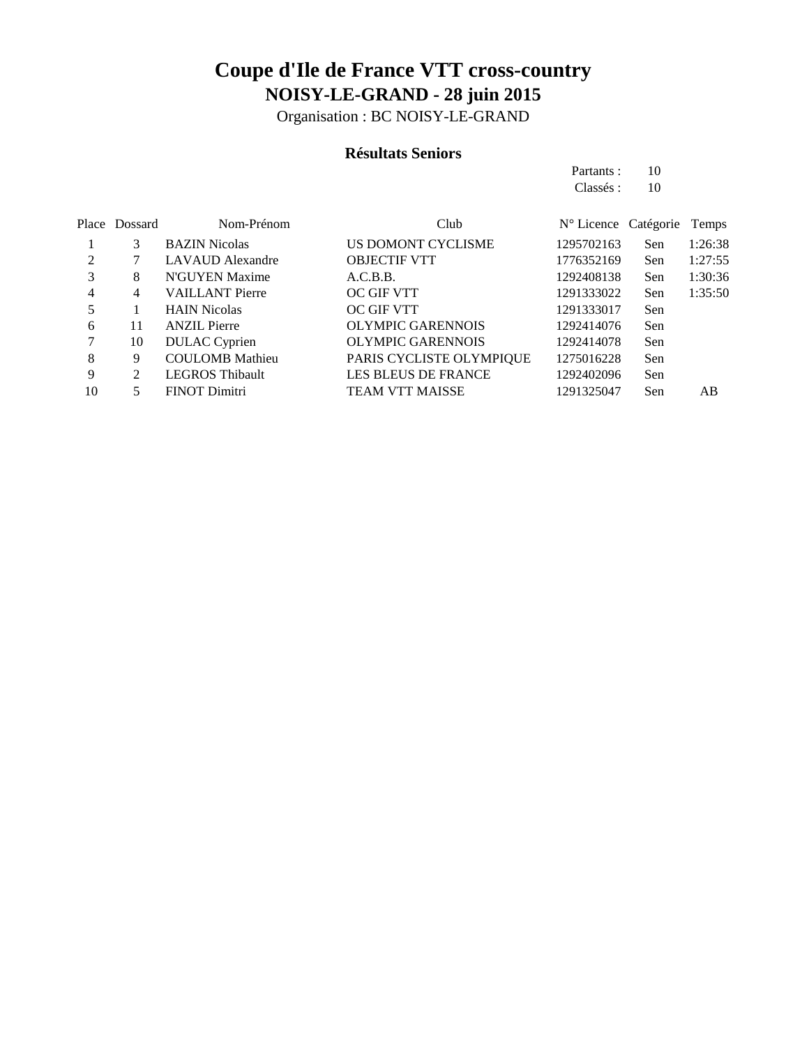# Coupe d'Ile de France VTT cross-country

## NOISY-LE-GRAND - 28 juin 2015

Organisation : BC NOISY-LE-GRAND

### Résultats Seniors

Partants : 10
Classés : 10

| Place | Dossard | Nom-Prénom | Club | N° Licence | Catégorie | Temps |
|---|---|---|---|---|---|---|
| 1 | 3 | BAZIN Nicolas | US DOMONT CYCLISME | 1295702163 | Sen | 1:26:38 |
| 2 | 7 | LAVAUD Alexandre | OBJECTIF VTT | 1776352169 | Sen | 1:27:55 |
| 3 | 8 | N'GUYEN Maxime | A.C.B.B. | 1292408138 | Sen | 1:30:36 |
| 4 | 4 | VAILLANT Pierre | OC GIF VTT | 1291333022 | Sen | 1:35:50 |
| 5 | 1 | HAIN Nicolas | OC GIF VTT | 1291333017 | Sen | |
| 6 | 11 | ANZIL Pierre | OLYMPIC GARENNOIS | 1292414076 | Sen | |
| 7 | 10 | DULAC Cyprien | OLYMPIC GARENNOIS | 1292414078 | Sen | |
| 8 | 9 | COULOMB Mathieu | PARIS CYCLISTE OLYMPIQUE | 1275016228 | Sen | |
| 9 | 2 | LEGROS Thibault | LES BLEUS DE FRANCE | 1292402096 | Sen | |
| 10 | 5 | FINOT Dimitri | TEAM VTT MAISSE | 1291325047 | Sen | AB |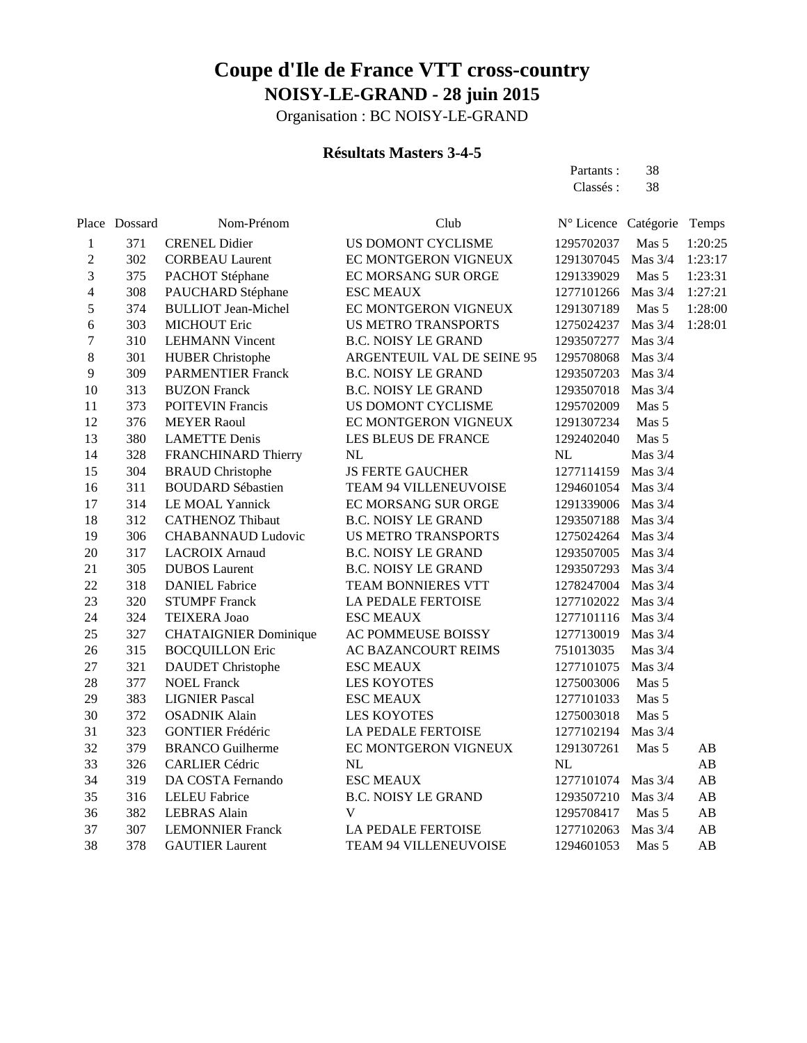# Coupe d'Ile de France VTT cross-country

## NOISY-LE-GRAND - 28 juin 2015

Organisation : BC NOISY-LE-GRAND

### Résultats Masters 3-4-5

Partants : 38
Classés : 38

| Place | Dossard | Nom-Prénom | Club | N° Licence | Catégorie | Temps |
|---|---|---|---|---|---|---|
| 1 | 371 | CRENEL Didier | US DOMONT CYCLISME | 1295702037 | Mas 5 | 1:20:25 |
| 2 | 302 | CORBEAU Laurent | EC MONTGERON VIGNEUX | 1291307045 | Mas 3/4 | 1:23:17 |
| 3 | 375 | PACHOT Stéphane | EC MORSANG SUR ORGE | 1291339029 | Mas 5 | 1:23:31 |
| 4 | 308 | PAUCHARD Stéphane | ESC MEAUX | 1277101266 | Mas 3/4 | 1:27:21 |
| 5 | 374 | BULLIOT Jean-Michel | EC MONTGERON VIGNEUX | 1291307189 | Mas 5 | 1:28:00 |
| 6 | 303 | MICHOUT Eric | US METRO TRANSPORTS | 1275024237 | Mas 3/4 | 1:28:01 |
| 7 | 310 | LEHMANN Vincent | B.C. NOISY LE GRAND | 1293507277 | Mas 3/4 | |
| 8 | 301 | HUBER Christophe | ARGENTEUIL VAL DE SEINE 95 | 1295708068 | Mas 3/4 | |
| 9 | 309 | PARMENTIER Franck | B.C. NOISY LE GRAND | 1293507203 | Mas 3/4 | |
| 10 | 313 | BUZON Franck | B.C. NOISY LE GRAND | 1293507018 | Mas 3/4 | |
| 11 | 373 | POITEVIN Francis | US DOMONT CYCLISME | 1295702009 | Mas 5 | |
| 12 | 376 | MEYER Raoul | EC MONTGERON VIGNEUX | 1291307234 | Mas 5 | |
| 13 | 380 | LAMETTE Denis | LES BLEUS DE FRANCE | 1292402040 | Mas 5 | |
| 14 | 328 | FRANCHINARD Thierry | NL | NL | Mas 3/4 | |
| 15 | 304 | BRAUD Christophe | JS FERTE GAUCHER | 1277114159 | Mas 3/4 | |
| 16 | 311 | BOUDARD Sébastien | TEAM 94 VILLENEUVOISE | 1294601054 | Mas 3/4 | |
| 17 | 314 | LE MOAL Yannick | EC MORSANG SUR ORGE | 1291339006 | Mas 3/4 | |
| 18 | 312 | CATHENOZ Thibaut | B.C. NOISY LE GRAND | 1293507188 | Mas 3/4 | |
| 19 | 306 | CHABANNAUD Ludovic | US METRO TRANSPORTS | 1275024264 | Mas 3/4 | |
| 20 | 317 | LACROIX Arnaud | B.C. NOISY LE GRAND | 1293507005 | Mas 3/4 | |
| 21 | 305 | DUBOS Laurent | B.C. NOISY LE GRAND | 1293507293 | Mas 3/4 | |
| 22 | 318 | DANIEL Fabrice | TEAM BONNIERES VTT | 1278247004 | Mas 3/4 | |
| 23 | 320 | STUMPF Franck | LA PEDALE FERTOISE | 1277102022 | Mas 3/4 | |
| 24 | 324 | TEIXERA Joao | ESC MEAUX | 1277101116 | Mas 3/4 | |
| 25 | 327 | CHATAIGNIER Dominique | AC POMMEUSE BOISSY | 1277130019 | Mas 3/4 | |
| 26 | 315 | BOCQUILLON Eric | AC BAZANCOURT REIMS | 751013035 | Mas 3/4 | |
| 27 | 321 | DAUDET Christophe | ESC MEAUX | 1277101075 | Mas 3/4 | |
| 28 | 377 | NOEL Franck | LES KOYOTES | 1275003006 | Mas 5 | |
| 29 | 383 | LIGNIER Pascal | ESC MEAUX | 1277101033 | Mas 5 | |
| 30 | 372 | OSADNIK Alain | LES KOYOTES | 1275003018 | Mas 5 | |
| 31 | 323 | GONTIER Frédéric | LA PEDALE FERTOISE | 1277102194 | Mas 3/4 | |
| 32 | 379 | BRANCO Guilherme | EC MONTGERON VIGNEUX | 1291307261 | Mas 5 | AB |
| 33 | 326 | CARLIER Cédric | NL | NL | | AB |
| 34 | 319 | DA COSTA Fernando | ESC MEAUX | 1277101074 | Mas 3/4 | AB |
| 35 | 316 | LELEU Fabrice | B.C. NOISY LE GRAND | 1293507210 | Mas 3/4 | AB |
| 36 | 382 | LEBRAS Alain | V | 1295708417 | Mas 5 | AB |
| 37 | 307 | LEMONNIER Franck | LA PEDALE FERTOISE | 1277102063 | Mas 3/4 | AB |
| 38 | 378 | GAUTIER Laurent | TEAM 94 VILLENEUVOISE | 1294601053 | Mas 5 | AB |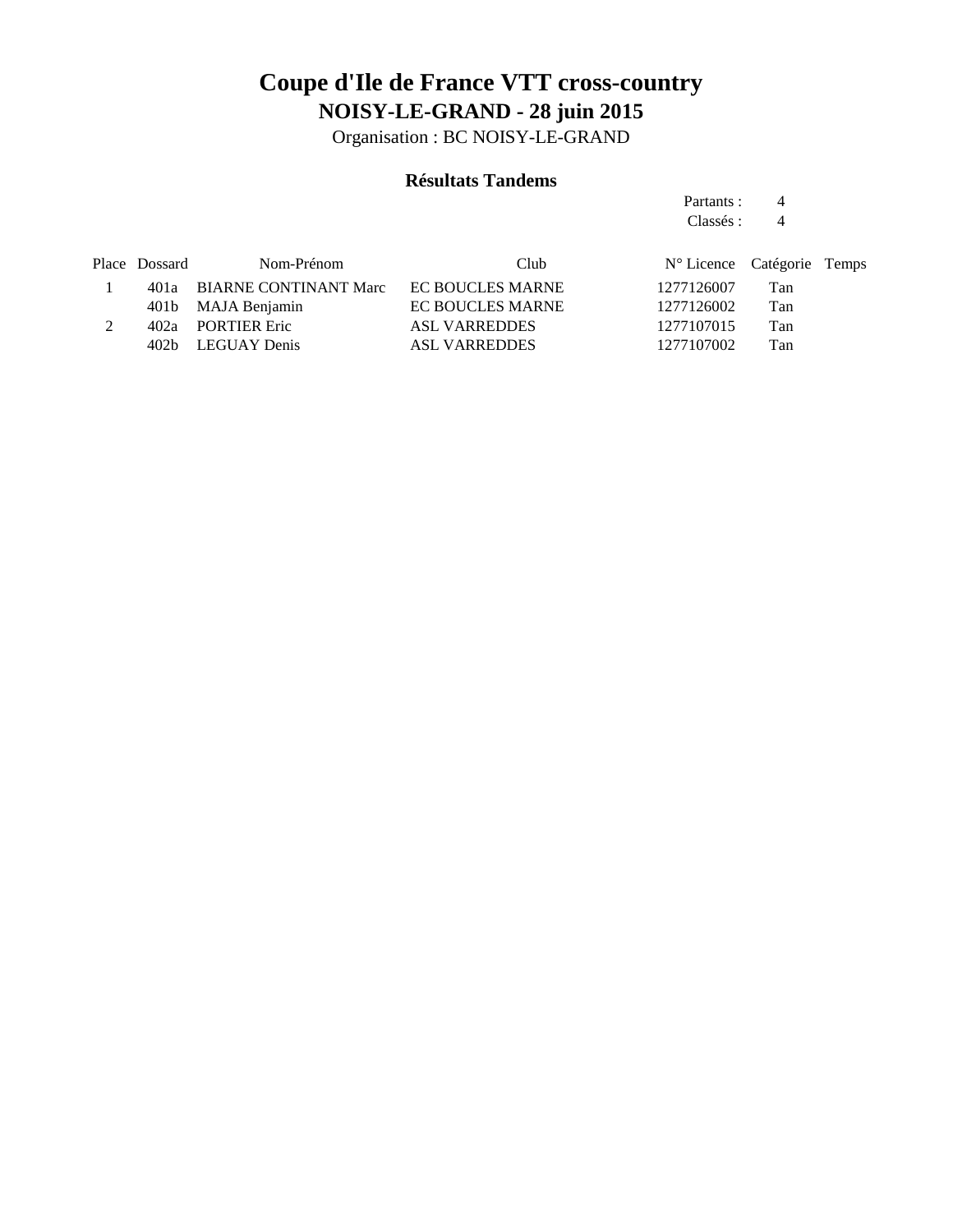# Coupe d'Ile de France VTT cross-country

## NOISY-LE-GRAND - 28 juin 2015

Organisation : BC NOISY-LE-GRAND

### Résultats Tandems

Partants : 4
Classés : 4

| Place | Dossard | Nom-Prénom | Club | N° Licence | Catégorie | Temps |
|---|---|---|---|---|---|---|
| 1 | 401a | BIARNE CONTINANT Marc | EC BOUCLES MARNE | 1277126007 | Tan | |
| | 401b | MAJA Benjamin | EC BOUCLES MARNE | 1277126002 | Tan | |
| 2 | 402a | PORTIER Eric | ASL VARREDDES | 1277107015 | Tan | |
| | 402b | LEGUAY Denis | ASL VARREDDES | 1277107002 | Tan | |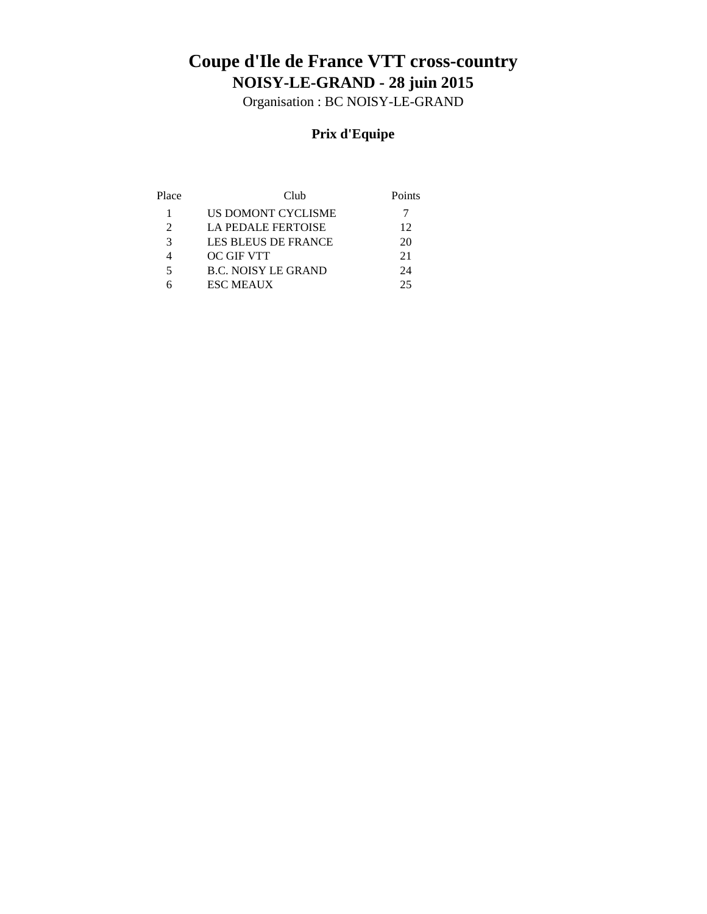# Coupe d'Ile de France VTT cross-country

## NOISY-LE-GRAND - 28 juin 2015

Organisation : BC NOISY-LE-GRAND

### Prix d'Equipe

| Place | Club | Points |
|---|---|---|
| 1 | US DOMONT CYCLISME | 7 |
| 2 | LA PEDALE FERTOISE | 12 |
| 3 | LES BLEUS DE FRANCE | 20 |
| 4 | OC GIF VTT | 21 |
| 5 | B.C. NOISY LE GRAND | 24 |
| 6 | ESC MEAUX | 25 |